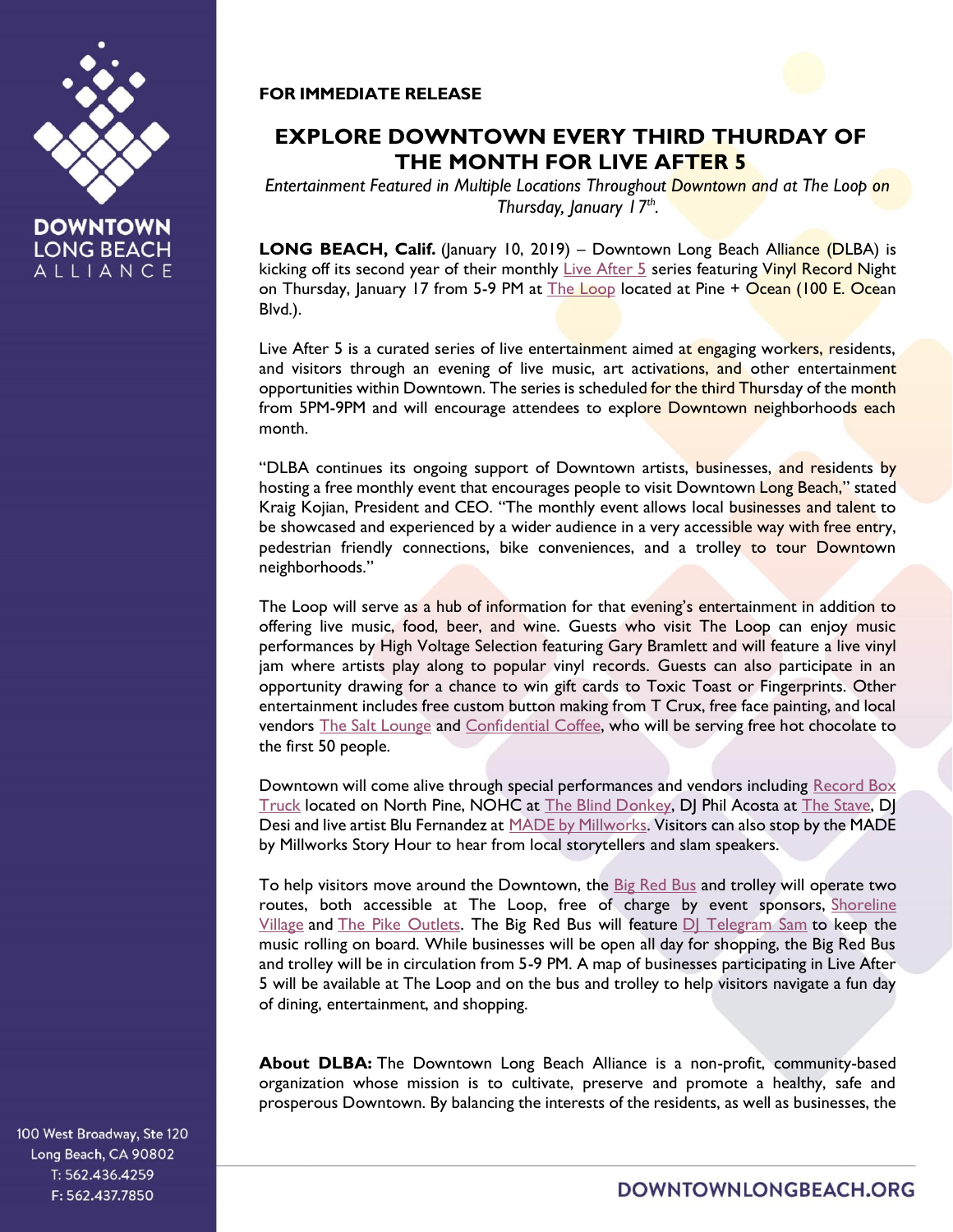**FOR IMMEDIATE RELEASE**

# EXPLORE DOWNTOWN EVERY THIRD THURDAY OF THE MONTH FOR LIVE AFTER 5

*Entertainment Featured in Multiple Locations Throughout Downtown and at The Loop on Thursday, January 17th.*

**LONG BEACH, Calif.** (January 10, 2019) – Downtown Long Beach Alliance (DLBA) is kicking off its second year of their monthly Live After 5 series featuring Vinyl Record Night on Thursday, January 17 from 5-9 PM at The Loop located at Pine + Ocean (100 E. Ocean Blvd.).

Live After 5 is a curated series of live entertainment aimed at engaging workers, residents, and visitors through an evening of live music, art activations, and other entertainment opportunities within Downtown. The series is scheduled for the third Thursday of the month from 5PM-9PM and will encourage attendees to explore Downtown neighborhoods each month.

"DLBA continues its ongoing support of Downtown artists, businesses, and residents by hosting a free monthly event that encourages people to visit Downtown Long Beach," stated Kraig Kojian, President and CEO. "The monthly event allows local businesses and talent to be showcased and experienced by a wider audience in a very accessible way with free entry, pedestrian friendly connections, bike conveniences, and a trolley to tour Downtown neighborhoods."

The Loop will serve as a hub of information for that evening's entertainment in addition to offering live music, food, beer, and wine. Guests who visit The Loop can enjoy music performances by High Voltage Selection featuring Gary Bramlett and will feature a live vinyl jam where artists play along to popular vinyl records. Guests can also participate in an opportunity drawing for a chance to win gift cards to Toxic Toast or Fingerprints. Other entertainment includes free custom button making from T Crux, free face painting, and local vendors The Salt Lounge and Confidential Coffee, who will be serving free hot chocolate to the first 50 people.

Downtown will come alive through special performances and vendors including Record Box Truck located on North Pine, NOHC at The Blind Donkey, DJ Phil Acosta at The Stave, DJ Desi and live artist Blu Fernandez at MADE by Millworks. Visitors can also stop by the MADE by Millworks Story Hour to hear from local storytellers and slam speakers.

To help visitors move around the Downtown, the Big Red Bus and trolley will operate two routes, both accessible at The Loop, free of charge by event sponsors, Shoreline Village and The Pike Outlets. The Big Red Bus will feature DJ Telegram Sam to keep the music rolling on board. While businesses will be open all day for shopping, the Big Red Bus and trolley will be in circulation from 5-9 PM. A map of businesses participating in Live After 5 will be available at The Loop and on the bus and trolley to help visitors navigate a fun day of dining, entertainment, and shopping.

**About DLBA:** The Downtown Long Beach Alliance is a non-profit, community-based organization whose mission is to cultivate, preserve and promote a healthy, safe and prosperous Downtown. By balancing the interests of the residents, as well as businesses, the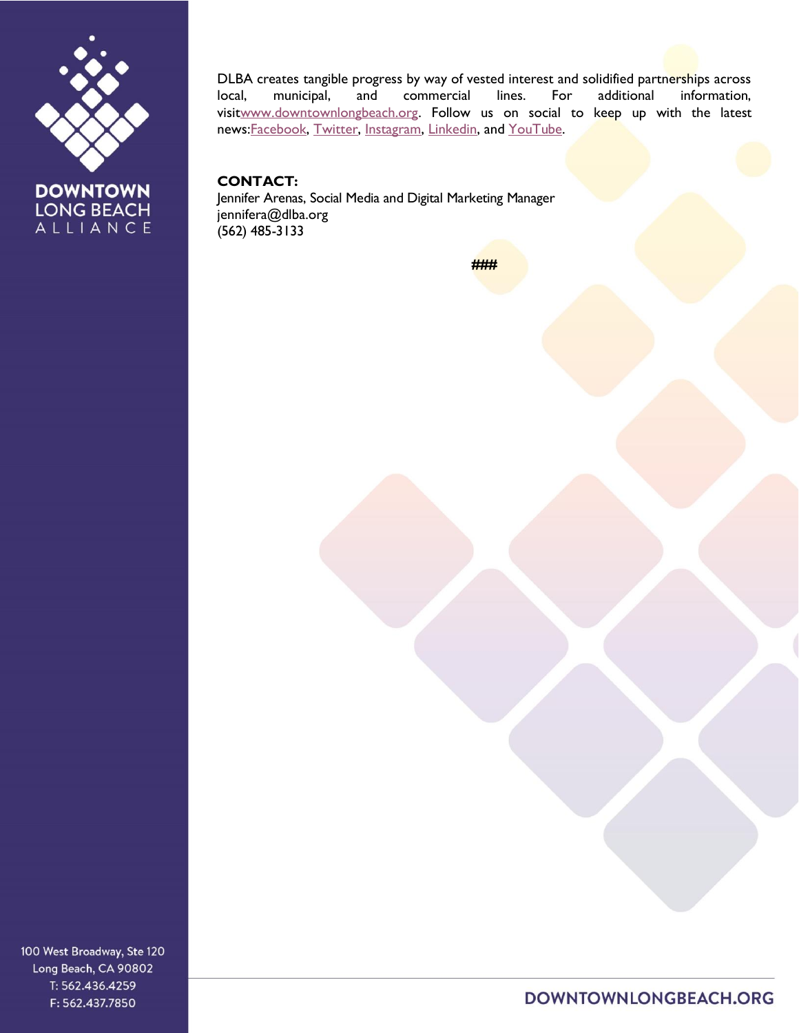DLBA creates tangible progress by way of vested interest and solidified partnerships across local, municipal, and commercial lines. For additional information, visitwww.downtownlongbeach.org. Follow us on social to keep up with the latest news:Facebook, Twitter, Instagram, Linkedin, and YouTube.

**CONTACT:**
Jennifer Arenas, Social Media and Digital Marketing Manager
jennifera@dlba.org
(562) 485-3133

###

DOWNTOWN LONG BEACH ALLIANCE

100 West Broadway, Ste 120
Long Beach, CA 90802
T: 562.436.4259
F: 562.437.7850

DOWNTOWNLONGBEACH.ORG